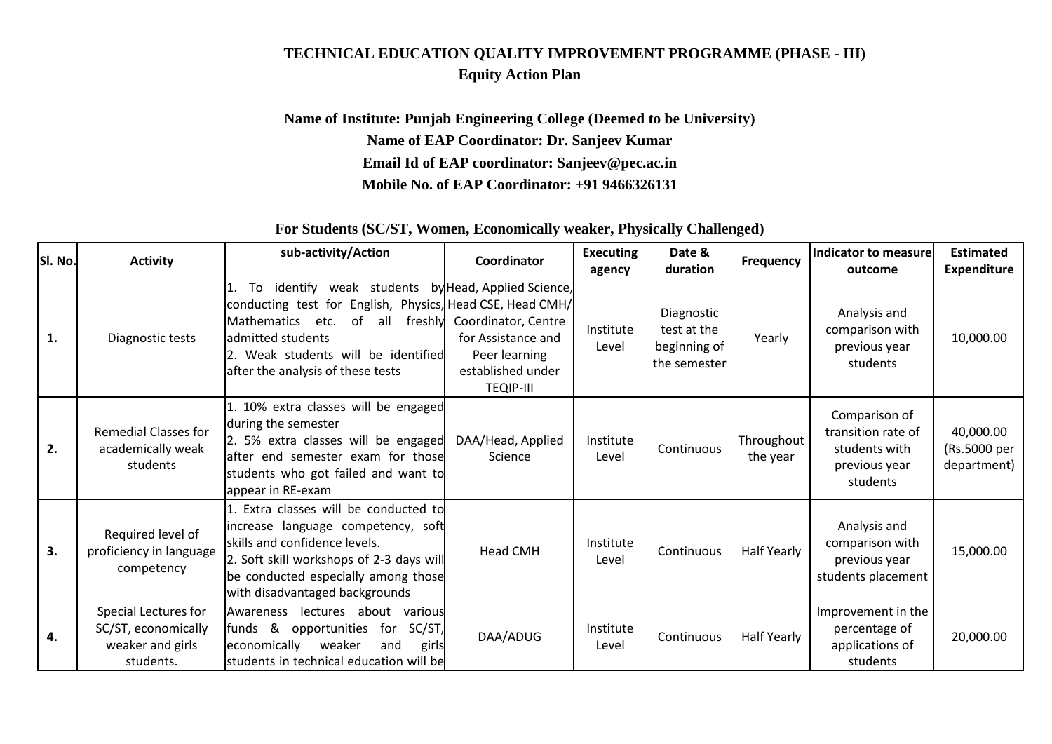# TECHNICAL EDUCATION QUALITY IMPROVEMENT PROGRAMME (PHASE - III)

## Equity Action Plan

**Name of Institute: Punjab Engineering College (Deemed to be University)**

**Name of EAP Coordinator: Dr. Sanjeev Kumar**

**Email Id of EAP coordinator: Sanjeev@pec.ac.in**

**Mobile No. of EAP Coordinator: +91 9466326131**

### For Students (SC/ST, Women, Economically weaker, Physically Challenged)

| Sl. No. | Activity | sub-activity/Action | Coordinator | Executing agency | Date & duration | Frequency | Indicator to measure outcome | Estimated Expenditure |
|---|---|---|---|---|---|---|---|---|
| 1. | Diagnostic tests | 1. To identify weak students by conducting test for English, Physics, Mathematics etc. of all freshly admitted students<br>2. Weak students will be identified after the analysis of these tests | Head, Applied Science, Head CSE, Head CMH/ Coordinator, Centre for Assistance and Peer learning established under TEQIP-III | Institute Level | Diagnostic test at the beginning of the semester | Yearly | Analysis and comparison with previous year students | 10,000.00 |
| 2. | Remedial Classes for academically weak students | 1. 10% extra classes will be engaged during the semester<br>2. 5% extra classes will be engaged after end semester exam for those students who got failed and want to appear in RE-exam | DAA/Head, Applied Science | Institute Level | Continuous | Throughout the year | Comparison of transition rate of students with previous year students | 40,000.00 (Rs.5000 per department) |
| 3. | Required level of proficiency in language competency | 1. Extra classes will be conducted to increase language competency, soft skills and confidence levels.<br>2. Soft skill workshops of 2-3 days will be conducted especially among those with disadvantaged backgrounds | Head CMH | Institute Level | Continuous | Half Yearly | Analysis and comparison with previous year students placement | 15,000.00 |
| 4. | Special Lectures for SC/ST, economically weaker and girls students. | Awareness lectures about various funds & opportunities for SC/ST, economically weaker and girls students in technical education will be | DAA/ADUG | Institute Level | Continuous | Half Yearly | Improvement in the percentage of applications of students | 20,000.00 |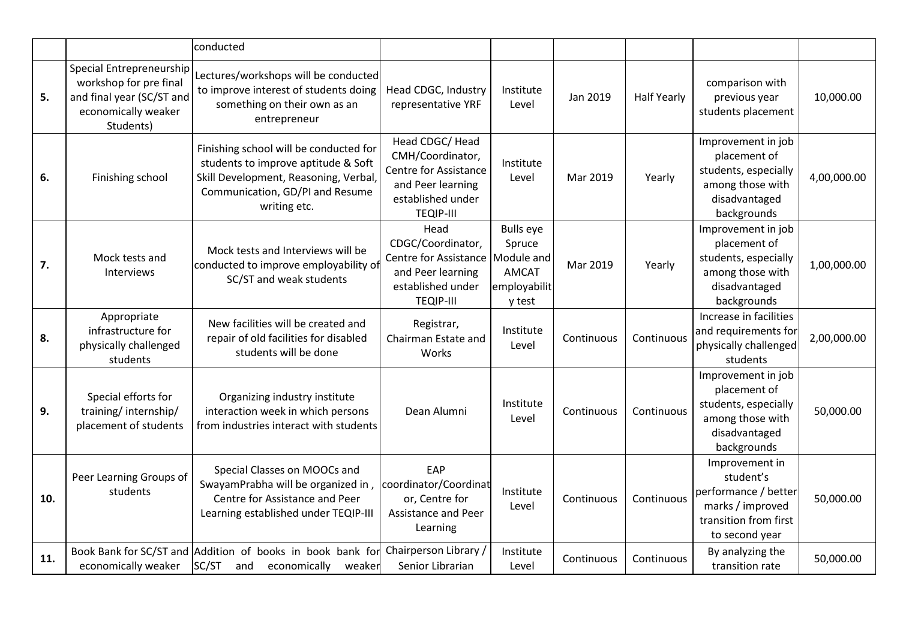| | | conducted | | | | | | |
|---|---|---|---|---|---|---|---|---|
| **5.** | Special Entrepreneurship workshop for pre final and final year (SC/ST and economically weaker Students) | Lectures/workshops will be conducted to improve interest of students doing something on their own as an entrepreneur | Head CDGC, Industry representative YRF | Institute Level | Jan 2019 | Half Yearly | comparison with previous year students placement | 10,000.00 |
| **6.** | Finishing school | Finishing school will be conducted for students to improve aptitude & Soft Skill Development, Reasoning, Verbal, Communication, GD/PI and Resume writing etc. | Head CDGC/ Head CMH/Coordinator, Centre for Assistance and Peer learning established under TEQIP-III | Institute Level | Mar 2019 | Yearly | Improvement in job placement of students, especially among those with disadvantaged backgrounds | 4,00,000.00 |
| **7.** | Mock tests and Interviews | Mock tests and Interviews will be conducted to improve employability of SC/ST and weak students | Head CDGC/Coordinator, Centre for Assistance and Peer learning established under TEQIP-III | Bulls eye Spruce Module and AMCAT employability test | Mar 2019 | Yearly | Improvement in job placement of students, especially among those with disadvantaged backgrounds | 1,00,000.00 |
| **8.** | Appropriate infrastructure for physically challenged students | New facilities will be created and repair of old facilities for disabled students will be done | Registrar, Chairman Estate and Works | Institute Level | Continuous | Continuous | Increase in facilities and requirements for physically challenged students | 2,00,000.00 |
| **9.** | Special efforts for training/ internship/ placement of students | Organizing industry institute interaction week in which persons from industries interact with students | Dean Alumni | Institute Level | Continuous | Continuous | Improvement in job placement of students, especially among those with disadvantaged backgrounds | 50,000.00 |
| **10.** | Peer Learning Groups of students | Special Classes on MOOCs and SwayamPrabha will be organized in , Centre for Assistance and Peer Learning established under TEQIP-III | EAP coordinator/Coordinator, Centre for Assistance and Peer Learning | Institute Level | Continuous | Continuous | Improvement in student's performance / better marks / improved transition from first to second year | 50,000.00 |
| **11.** | Book Bank for SC/ST and economically weaker | Addition of books in book bank for SC/ST and economically weaker | Chairperson Library / Senior Librarian | Institute Level | Continuous | Continuous | By analyzing the transition rate | 50,000.00 |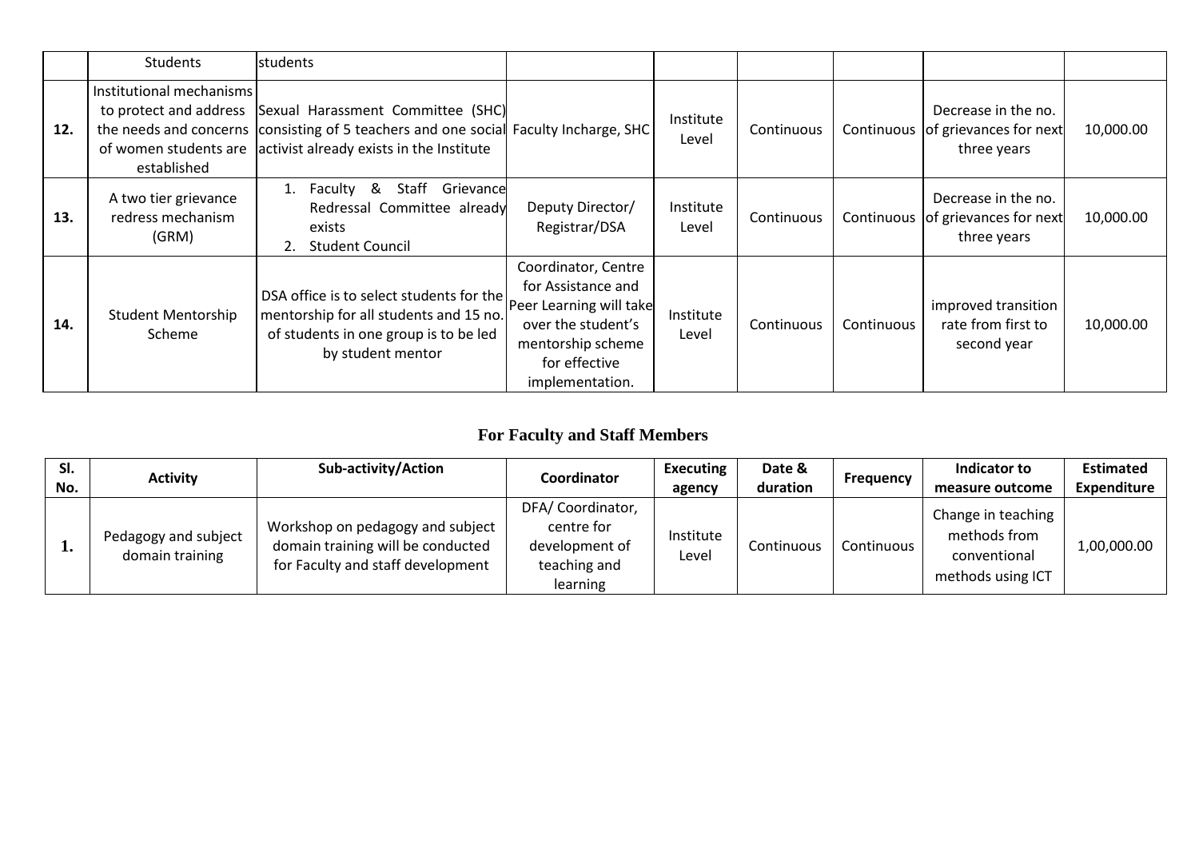| | | | | | | | | |
|---|---|---|---|---|---|---|---|---|
| | Students | students | | | | | | |
| **12.** | Institutional mechanisms to protect and address the needs and concerns of women students are established | Sexual Harassment Committee (SHC) consisting of 5 teachers and one social activist already exists in the Institute | Faculty Incharge, SHC | Institute Level | Continuous | Continuous | Decrease in the no. of grievances for next three years | 10,000.00 |
| **13.** | A two tier grievance redress mechanism (GRM) | 1. Faculty & Staff Grievance Redressal Committee already exists<br>2. Student Council | Deputy Director/ Registrar/DSA | Institute Level | Continuous | Continuous | Decrease in the no. of grievances for next three years | 10,000.00 |
| **14.** | Student Mentorship Scheme | DSA office is to select students for the mentorship for all students and 15 no. of students in one group is to be led by student mentor | Coordinator, Centre for Assistance and Peer Learning will take over the student's mentorship scheme for effective implementation. | Institute Level | Continuous | Continuous | improved transition rate from first to second year | 10,000.00 |

## For Faculty and Staff Members

| Sl. No. | Activity | Sub-activity/Action | Coordinator | Executing agency | Date & duration | Frequency | Indicator to measure outcome | Estimated Expenditure |
|---|---|---|---|---|---|---|---|---|
| **1.** | Pedagogy and subject domain training | Workshop on pedagogy and subject domain training will be conducted for Faculty and staff development | DFA/ Coordinator, centre for development of teaching and learning | Institute Level | Continuous | Continuous | Change in teaching methods from conventional methods using ICT | 1,00,000.00 |